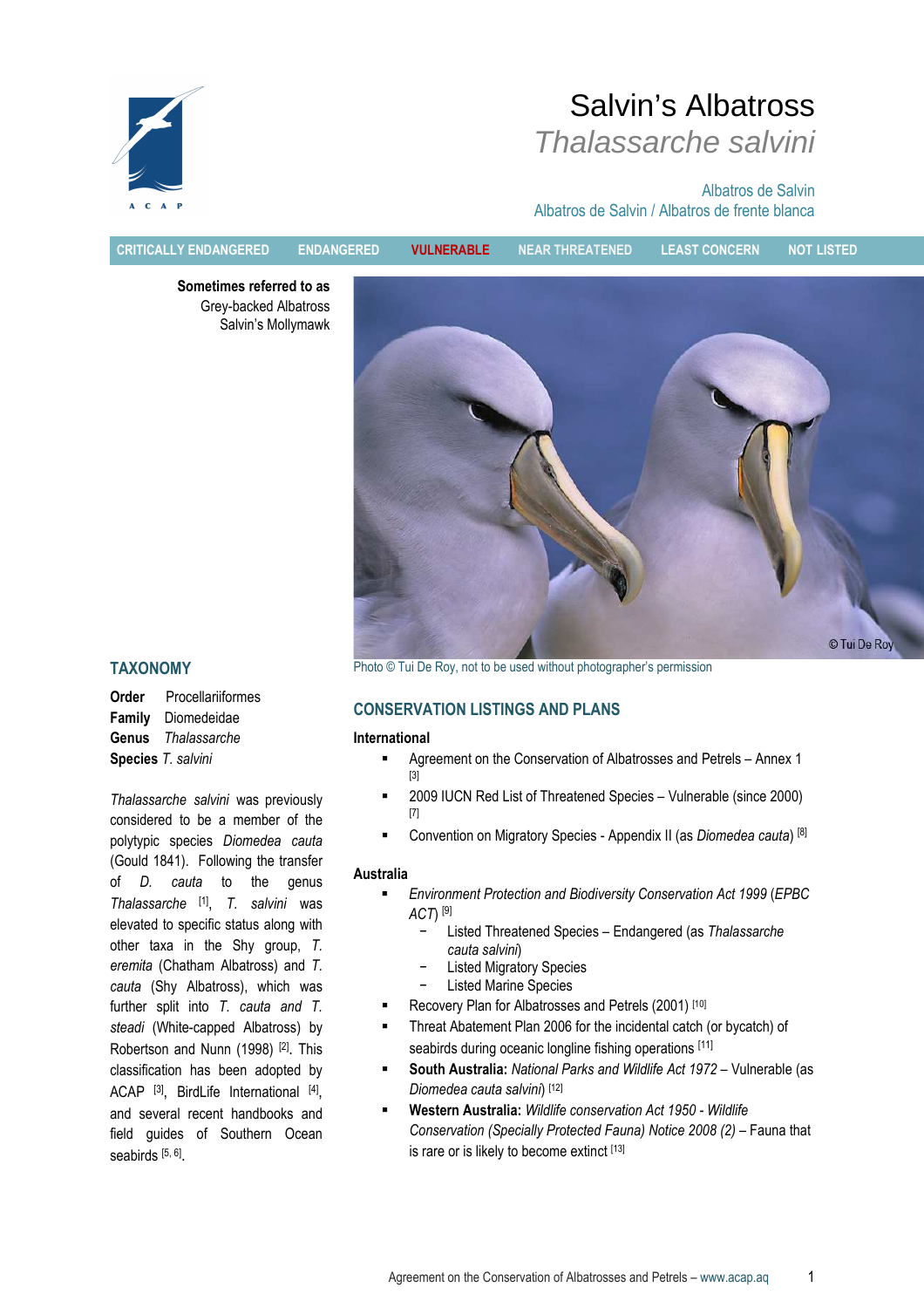# Salvin's Albatross

## *Thalassarche salvini*

Albatros de Salvin

Albatros de Salvin / Albatros de frente blanca

CRITICALLY ENDANGERED | ENDANGERED | **VULNERABLE** | NEAR THREATENED | LEAST CONCERN | NOT LISTED

**Sometimes referred to as**
Grey-backed Albatross
Salvin's Mollymawk

Photo © Tui De Roy, not to be used without photographer's permission

## TAXONOMY

**Order** Procellariiformes
**Family** Diomedeidae
**Genus** *Thalassarche*
**Species** *T. salvini*

*Thalassarche salvini* was previously considered to be a member of the polytypic species *Diomedea cauta* (Gould 1841). Following the transfer of *D. cauta* to the genus *Thalassarche* [1], *T. salvini* was elevated to specific status along with other taxa in the Shy group, *T. eremita* (Chatham Albatross) and *T. cauta* (Shy Albatross), which was further split into *T. cauta* and *T. steadi* (White-capped Albatross) by Robertson and Nunn (1998) [2]. This classification has been adopted by ACAP [3], BirdLife International [4], and several recent handbooks and field guides of Southern Ocean seabirds [5, 6].

## CONSERVATION LISTINGS AND PLANS

### International

- Agreement on the Conservation of Albatrosses and Petrels – Annex 1 [3]
- 2009 IUCN Red List of Threatened Species – Vulnerable (since 2000) [7]
- Convention on Migratory Species - Appendix II (as *Diomedea cauta*) [8]

### Australia

- *Environment Protection and Biodiversity Conservation Act 1999* (*EPBC ACT*) [9]
  - Listed Threatened Species – Endangered (as *Thalassarche cauta salvini*)
  - Listed Migratory Species
  - Listed Marine Species
- Recovery Plan for Albatrosses and Petrels (2001) [10]
- Threat Abatement Plan 2006 for the incidental catch (or bycatch) of seabirds during oceanic longline fishing operations [11]
- **South Australia:** *National Parks and Wildlife Act 1972* – Vulnerable (as *Diomedea cauta salvini*) [12]
- **Western Australia:** *Wildlife conservation Act 1950 - Wildlife Conservation (Specially Protected Fauna) Notice 2008 (2)* – Fauna that is rare or is likely to become extinct [13]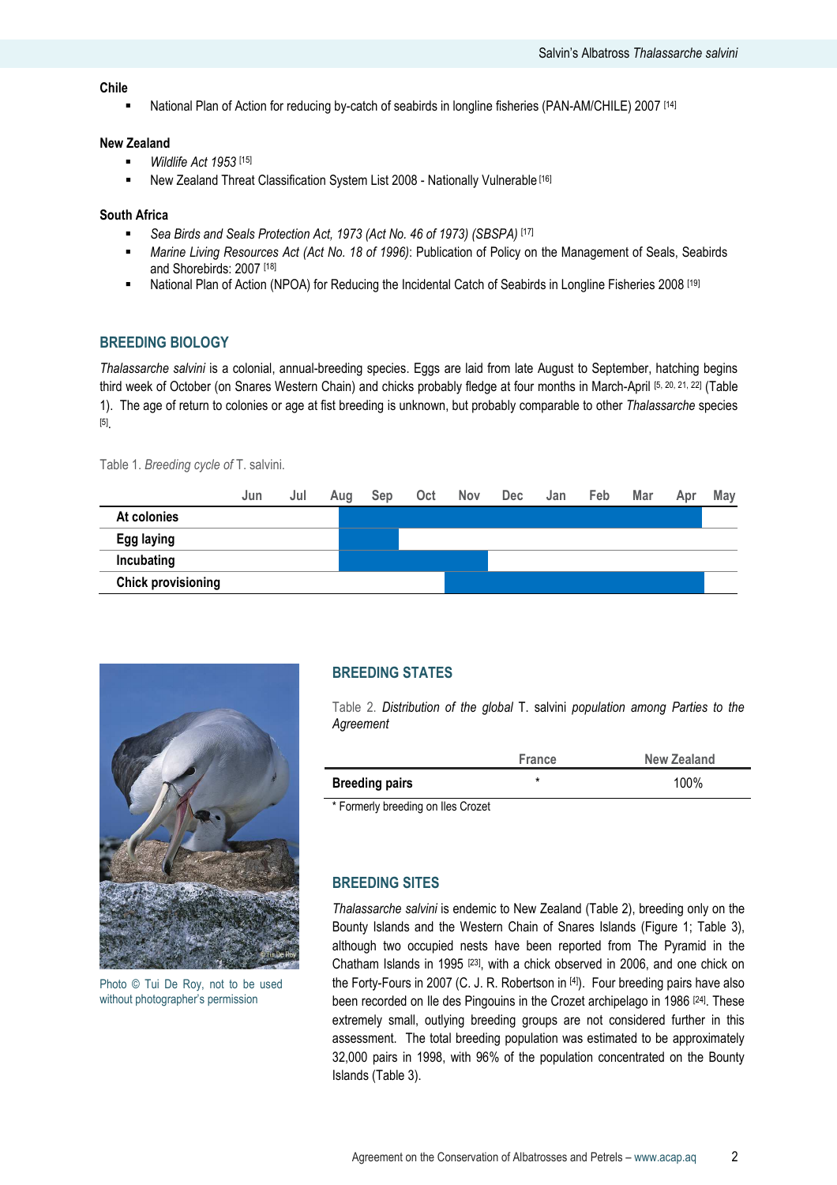**Chile**

- National Plan of Action for reducing by-catch of seabirds in longline fisheries (PAN-AM/CHILE) 2007 [14]

**New Zealand**

- *Wildlife Act 1953* [15]
- New Zealand Threat Classification System List 2008 - Nationally Vulnerable [16]

**South Africa**

- *Sea Birds and Seals Protection Act, 1973 (Act No. 46 of 1973) (SBSPA)* [17]
- *Marine Living Resources Act (Act No. 18 of 1996)*: Publication of Policy on the Management of Seals, Seabirds and Shorebirds: 2007 [18]
- National Plan of Action (NPOA) for Reducing the Incidental Catch of Seabirds in Longline Fisheries 2008 [19]

## BREEDING BIOLOGY

*Thalassarche salvini* is a colonial, annual-breeding species. Eggs are laid from late August to September, hatching begins third week of October (on Snares Western Chain) and chicks probably fledge at four months in March-April [5, 20, 21, 22] (Table 1). The age of return to colonies or age at fist breeding is unknown, but probably comparable to other *Thalassarche* species [5].

Table 1. *Breeding cycle of* T. salvini.

| | Jun | Jul | Aug | Sep | Oct | Nov | Dec | Jan | Feb | Mar | Apr | May |
|---|---|---|---|---|---|---|---|---|---|---|---|---|
| **At colonies** | | | ■ | ■ | ■ | ■ | ■ | ■ | ■ | ■ | ■ | |
| **Egg laying** | | | ■ | ■ | | | | | | | | |
| **Incubating** | | | ■ | ■ | ■ | ■ | | | | | | |
| **Chick provisioning** | | | | | ■ | ■ | ■ | ■ | ■ | ■ | ■ | |

Photo © Tui De Roy, not to be used without photographer's permission

## BREEDING STATES

Table 2. *Distribution of the global* T. salvini *population among Parties to the Agreement*

| | France | New Zealand |
|---|---|---|
| **Breeding pairs** | * | 100% |

\* Formerly breeding on Iles Crozet

## BREEDING SITES

*Thalassarche salvini* is endemic to New Zealand (Table 2), breeding only on the Bounty Islands and the Western Chain of Snares Islands (Figure 1; Table 3), although two occupied nests have been reported from The Pyramid in the Chatham Islands in 1995 [23], with a chick observed in 2006, and one chick on the Forty-Fours in 2007 (C. J. R. Robertson in [4]). Four breeding pairs have also been recorded on Ile des Pingouins in the Crozet archipelago in 1986 [24]. These extremely small, outlying breeding groups are not considered further in this assessment. The total breeding population was estimated to be approximately 32,000 pairs in 1998, with 96% of the population concentrated on the Bounty Islands (Table 3).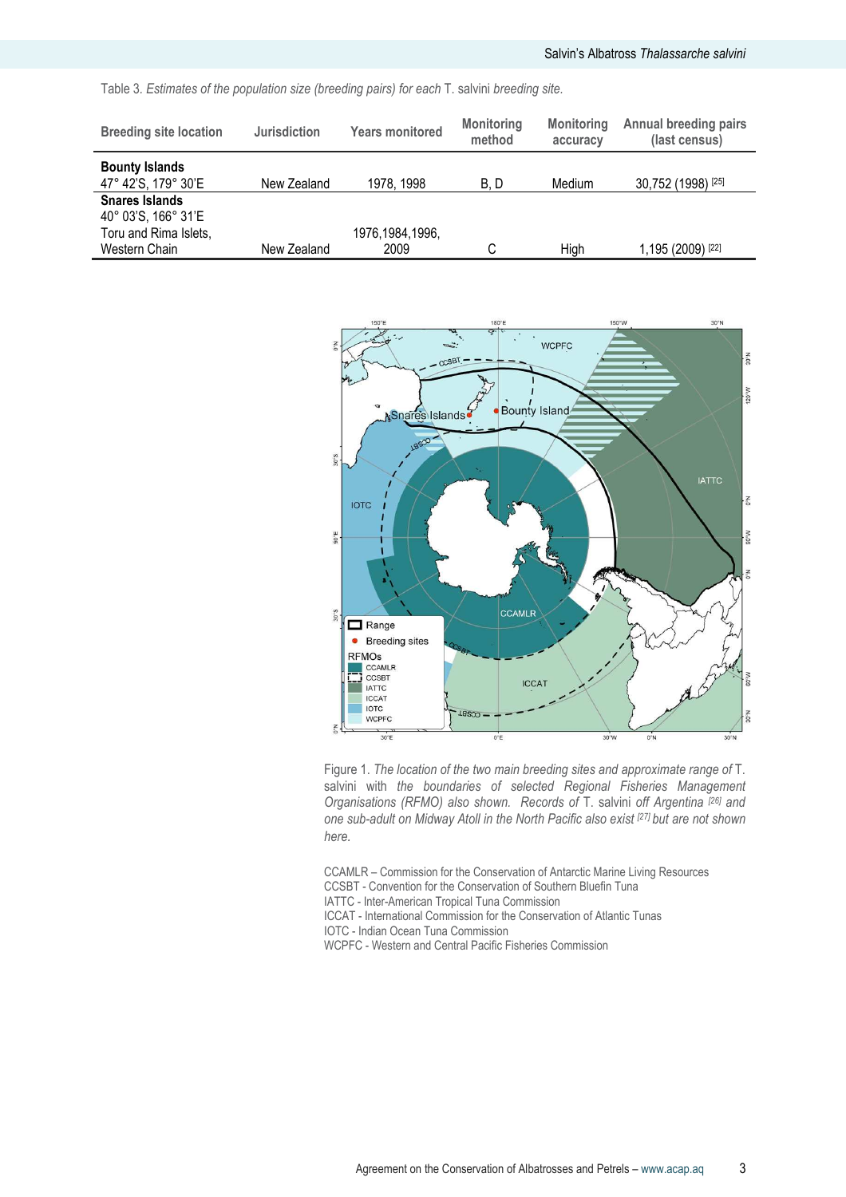Table 3. *Estimates of the population size (breeding pairs) for each* T. salvini *breeding site.*

| Breeding site location | Jurisdiction | Years monitored | Monitoring method | Monitoring accuracy | Annual breeding pairs (last census) |
|---|---|---|---|---|---|
| **Bounty Islands** 47° 42'S, 179° 30'E | New Zealand | 1978, 1998 | B, D | Medium | 30,752 (1998) [25] |
| **Snares Islands** 40° 03'S, 166° 31'E Toru and Rima Islets, Western Chain | New Zealand | 1976,1984,1996, 2009 | C | High | 1,195 (2009) [22] |

Figure 1. *The location of the two main breeding sites and approximate range of* T. salvini *with the boundaries of selected Regional Fisheries Management Organisations (RFMO) also shown. Records of* T. salvini *off Argentina* [26] *and one sub-adult on Midway Atoll in the North Pacific also exist* [27] *but are not shown here.*

CCAMLR – Commission for the Conservation of Antarctic Marine Living Resources
CCSBT - Convention for the Conservation of Southern Bluefin Tuna
IATTC - Inter-American Tropical Tuna Commission
ICCAT - International Commission for the Conservation of Atlantic Tunas
IOTC - Indian Ocean Tuna Commission
WCPFC - Western and Central Pacific Fisheries Commission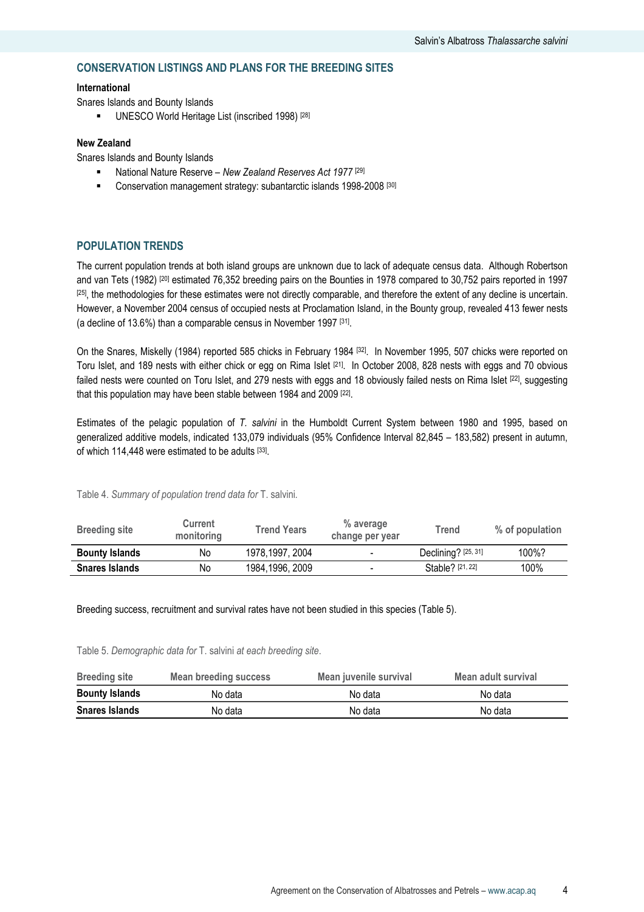## CONSERVATION LISTINGS AND PLANS FOR THE BREEDING SITES

**International**

Snares Islands and Bounty Islands

- UNESCO World Heritage List (inscribed 1998) [28]

**New Zealand**

Snares Islands and Bounty Islands

- National Nature Reserve – *New Zealand Reserves Act 1977* [29]
- Conservation management strategy: subantarctic islands 1998-2008 [30]

## POPULATION TRENDS

The current population trends at both island groups are unknown due to lack of adequate census data. Although Robertson and van Tets (1982) [20] estimated 76,352 breeding pairs on the Bounties in 1978 compared to 30,752 pairs reported in 1997 [25], the methodologies for these estimates were not directly comparable, and therefore the extent of any decline is uncertain. However, a November 2004 census of occupied nests at Proclamation Island, in the Bounty group, revealed 413 fewer nests (a decline of 13.6%) than a comparable census in November 1997 [31].

On the Snares, Miskelly (1984) reported 585 chicks in February 1984 [32]. In November 1995, 507 chicks were reported on Toru Islet, and 189 nests with either chick or egg on Rima Islet [21]. In October 2008, 828 nests with eggs and 70 obvious failed nests were counted on Toru Islet, and 279 nests with eggs and 18 obviously failed nests on Rima Islet [22], suggesting that this population may have been stable between 1984 and 2009 [22].

Estimates of the pelagic population of *T. salvini* in the Humboldt Current System between 1980 and 1995, based on generalized additive models, indicated 133,079 individuals (95% Confidence Interval 82,845 – 183,582) present in autumn, of which 114,448 were estimated to be adults [33].

Table 4. *Summary of population trend data for* T. salvini.

| Breeding site | Current monitoring | Trend Years | % average change per year | Trend | % of population |
|---|---|---|---|---|---|
| **Bounty Islands** | No | 1978,1997, 2004 | - | Declining? [25, 31] | 100%? |
| **Snares Islands** | No | 1984,1996, 2009 | - | Stable? [21, 22] | 100% |

Breeding success, recruitment and survival rates have not been studied in this species (Table 5).

Table 5. *Demographic data for* T. salvini *at each breeding site*.

| Breeding site | Mean breeding success | Mean juvenile survival | Mean adult survival |
|---|---|---|---|
| **Bounty Islands** | No data | No data | No data |
| **Snares Islands** | No data | No data | No data |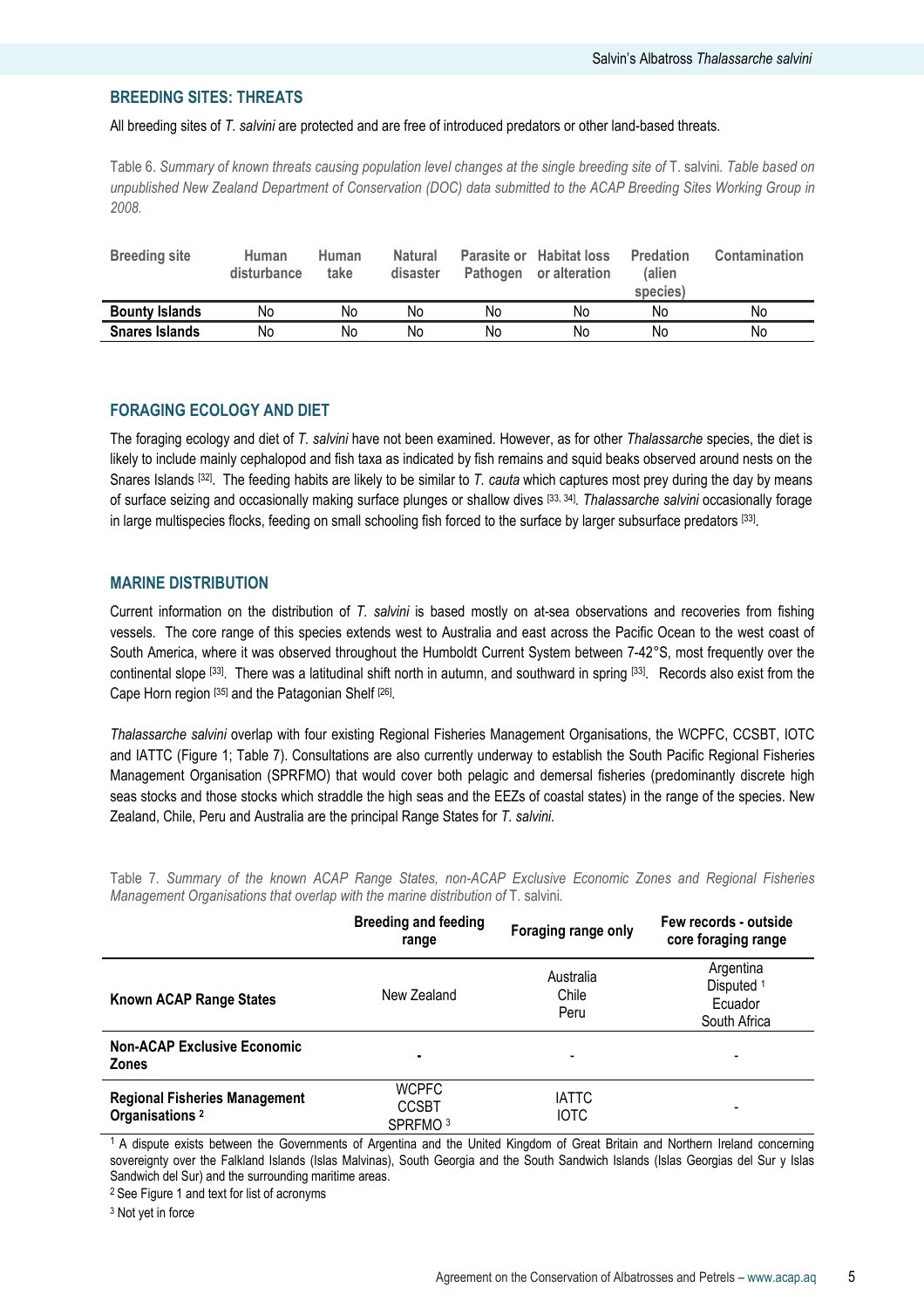## BREEDING SITES: THREATS

All breeding sites of *T. salvini* are protected and are free of introduced predators or other land-based threats.

Table 6. *Summary of known threats causing population level changes at the single breeding site of* T. salvini. *Table based on unpublished New Zealand Department of Conservation (DOC) data submitted to the ACAP Breeding Sites Working Group in 2008.*

| Breeding site | Human disturbance | Human take | Natural disaster | Parasite or Pathogen | Habitat loss or alteration | Predation (alien species) | Contamination |
|---|---|---|---|---|---|---|---|
| **Bounty Islands** | No | No | No | No | No | No | No |
| **Snares Islands** | No | No | No | No | No | No | No |

## FORAGING ECOLOGY AND DIET

The foraging ecology and diet of *T. salvini* have not been examined. However, as for other *Thalassarche* species, the diet is likely to include mainly cephalopod and fish taxa as indicated by fish remains and squid beaks observed around nests on the Snares Islands [32]. The feeding habits are likely to be similar to *T. cauta* which captures most prey during the day by means of surface seizing and occasionally making surface plunges or shallow dives [33, 34]. *Thalassarche salvini* occasionally forage in large multispecies flocks, feeding on small schooling fish forced to the surface by larger subsurface predators [33].

## MARINE DISTRIBUTION

Current information on the distribution of *T. salvini* is based mostly on at-sea observations and recoveries from fishing vessels. The core range of this species extends west to Australia and east across the Pacific Ocean to the west coast of South America, where it was observed throughout the Humboldt Current System between 7-42°S, most frequently over the continental slope [33]. There was a latitudinal shift north in autumn, and southward in spring [33]. Records also exist from the Cape Horn region [35] and the Patagonian Shelf [26].

*Thalassarche salvini* overlap with four existing Regional Fisheries Management Organisations, the WCPFC, CCSBT, IOTC and IATTC (Figure 1; Table 7). Consultations are also currently underway to establish the South Pacific Regional Fisheries Management Organisation (SPRFMO) that would cover both pelagic and demersal fisheries (predominantly discrete high seas stocks and those stocks which straddle the high seas and the EEZs of coastal states) in the range of the species. New Zealand, Chile, Peru and Australia are the principal Range States for *T. salvini*.

Table 7. *Summary of the known ACAP Range States, non-ACAP Exclusive Economic Zones and Regional Fisheries Management Organisations that overlap with the marine distribution of* T. salvini.

| | Breeding and feeding range | Foraging range only | Few records - outside core foraging range |
|---|---|---|---|
| **Known ACAP Range States** | New Zealand | Australia<br>Chile<br>Peru | Argentina<br>Disputed [1]<br>Ecuador<br>South Africa |
| **Non-ACAP Exclusive Economic Zones** | - | - | - |
| **Regional Fisheries Management Organisations [2]** | WCPFC<br>CCSBT<br>SPRFMO [3] | IATTC<br>IOTC | - |

[1] A dispute exists between the Governments of Argentina and the United Kingdom of Great Britain and Northern Ireland concerning sovereignty over the Falkland Islands (Islas Malvinas), South Georgia and the South Sandwich Islands (Islas Georgias del Sur y Islas Sandwich del Sur) and the surrounding maritime areas.

[2] See Figure 1 and text for list of acronyms

[3] Not yet in force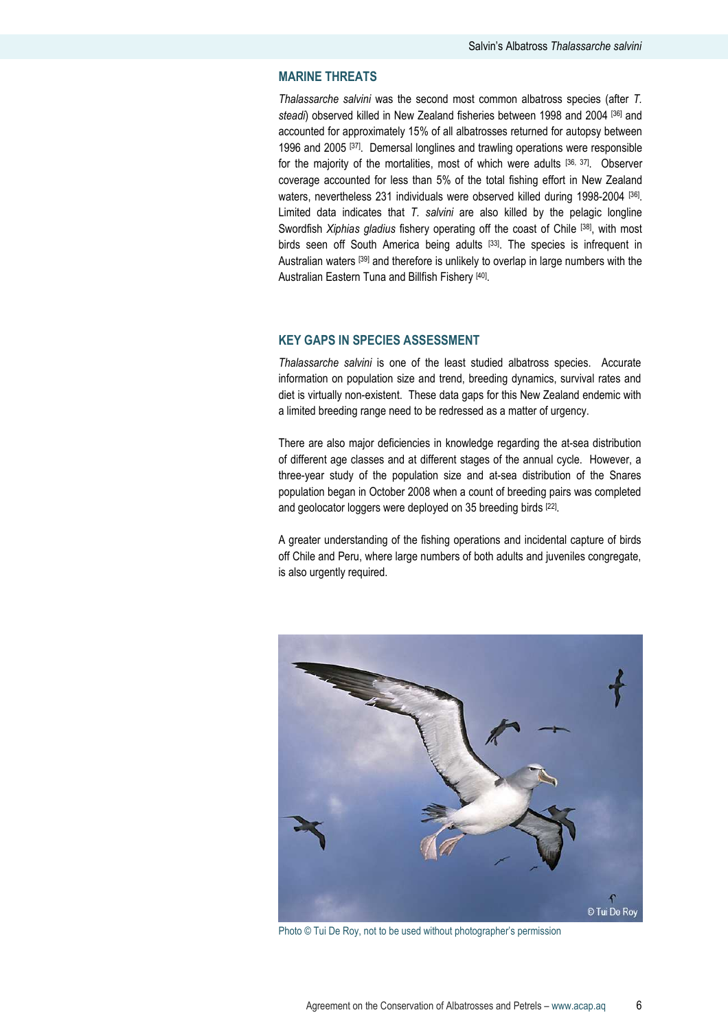## MARINE THREATS

*Thalassarche salvini* was the second most common albatross species (after *T. steadi*) observed killed in New Zealand fisheries between 1998 and 2004 [36] and accounted for approximately 15% of all albatrosses returned for autopsy between 1996 and 2005 [37]. Demersal longlines and trawling operations were responsible for the majority of the mortalities, most of which were adults [36, 37]. Observer coverage accounted for less than 5% of the total fishing effort in New Zealand waters, nevertheless 231 individuals were observed killed during 1998-2004 [36]. Limited data indicates that *T. salvini* are also killed by the pelagic longline Swordfish *Xiphias gladius* fishery operating off the coast of Chile [38], with most birds seen off South America being adults [33]. The species is infrequent in Australian waters [39] and therefore is unlikely to overlap in large numbers with the Australian Eastern Tuna and Billfish Fishery [40].

## KEY GAPS IN SPECIES ASSESSMENT

*Thalassarche salvini* is one of the least studied albatross species. Accurate information on population size and trend, breeding dynamics, survival rates and diet is virtually non-existent. These data gaps for this New Zealand endemic with a limited breeding range need to be redressed as a matter of urgency.

There are also major deficiencies in knowledge regarding the at-sea distribution of different age classes and at different stages of the annual cycle. However, a three-year study of the population size and at-sea distribution of the Snares population began in October 2008 when a count of breeding pairs was completed and geolocator loggers were deployed on 35 breeding birds [22].

A greater understanding of the fishing operations and incidental capture of birds off Chile and Peru, where large numbers of both adults and juveniles congregate, is also urgently required.

Photo © Tui De Roy, not to be used without photographer's permission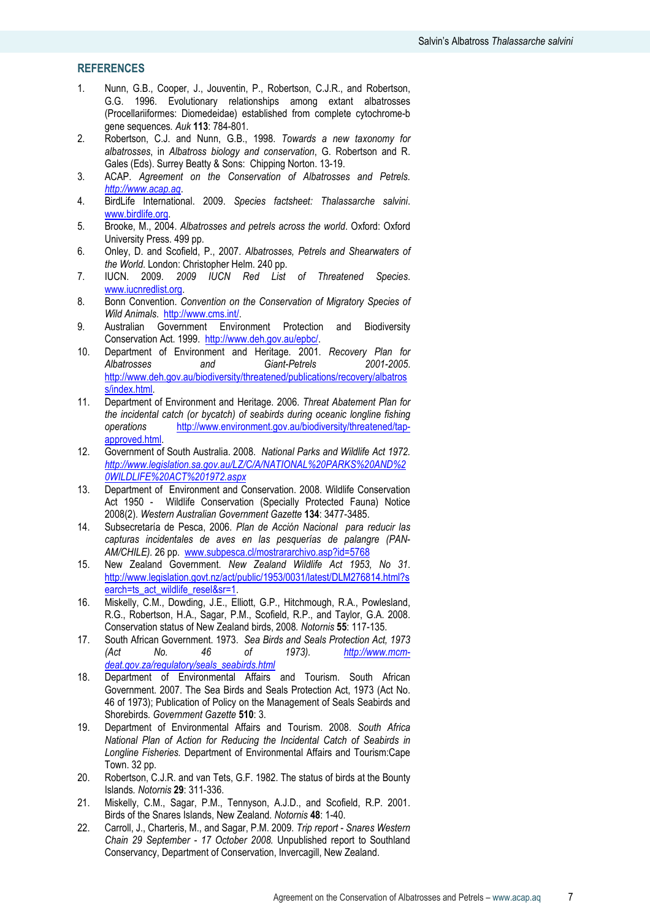## REFERENCES

1. Nunn, G.B., Cooper, J., Jouventin, P., Robertson, C.J.R., and Robertson, G.G. 1996. Evolutionary relationships among extant albatrosses (Procellariiformes: Diomedeidae) established from complete cytochrome-b gene sequences. *Auk* **113**: 784-801.
2. Robertson, C.J. and Nunn, G.B., 1998. *Towards a new taxonomy for albatrosses*, in *Albatross biology and conservation*, G. Robertson and R. Gales (Eds). Surrey Beatty & Sons: Chipping Norton. 13-19.
3. ACAP. *Agreement on the Conservation of Albatrosses and Petrels*. *http://www.acap.aq*.
4. BirdLife International. 2009. *Species factsheet: Thalassarche salvini*. www.birdlife.org.
5. Brooke, M., 2004. *Albatrosses and petrels across the world*. Oxford: Oxford University Press. 499 pp.
6. Onley, D. and Scofield, P., 2007. *Albatrosses, Petrels and Shearwaters of the World.* London: Christopher Helm. 240 pp.
7. IUCN. 2009. *2009 IUCN Red List of Threatened Species*. www.iucnredlist.org.
8. Bonn Convention. *Convention on the Conservation of Migratory Species of Wild Animals*. http://www.cms.int/.
9. Australian Government Environment Protection and Biodiversity Conservation Act. 1999. http://www.deh.gov.au/epbc/.
10. Department of Environment and Heritage. 2001. *Recovery Plan for Albatrosses and Giant-Petrels 2001-2005*. http://www.deh.gov.au/biodiversity/threatened/publications/recovery/albatross/index.html.
11. Department of Environment and Heritage. 2006. *Threat Abatement Plan for the incidental catch (or bycatch) of seabirds during oceanic longline fishing operations* http://www.environment.gov.au/biodiversity/threatened/tap-approved.html.
12. Government of South Australia. 2008. *National Parks and Wildlife Act 1972. http://www.legislation.sa.gov.au/LZ/C/A/NATIONAL%20PARKS%20AND%20WILDLIFE%20ACT%201972.aspx*
13. Department of Environment and Conservation. 2008. Wildlife Conservation Act 1950 - Wildlife Conservation (Specially Protected Fauna) Notice 2008(2). *Western Australian Government Gazette* **134**: 3477-3485.
14. Subsecretaría de Pesca, 2006. *Plan de Acción Nacional para reducir las capturas incidentales de aves en las pesquerías de palangre (PAN-AM/CHILE)*. 26 pp. www.subpesca.cl/mostrararchivo.asp?id=5768
15. New Zealand Government. *New Zealand Wildlife Act 1953, No 31*. http://www.legislation.govt.nz/act/public/1953/0031/latest/DLM276814.html?search=ts_act_wildlife_resel&sr=1.
16. Miskelly, C.M., Dowding, J.E., Elliott, G.P., Hitchmough, R.A., Powlesland, R.G., Robertson, H.A., Sagar, P.M., Scofield, R.P., and Taylor, G.A. 2008. Conservation status of New Zealand birds, 2008. *Notornis* **55**: 117-135.
17. South African Government. 1973. *Sea Birds and Seals Protection Act, 1973 (Act No. 46 of 1973). http://www.mcm-deat.gov.za/regulatory/seals_seabirds.html*
18. Department of Environmental Affairs and Tourism. South African Government. 2007. The Sea Birds and Seals Protection Act, 1973 (Act No. 46 of 1973); Publication of Policy on the Management of Seals Seabirds and Shorebirds. *Government Gazette* **510**: 3.
19. Department of Environmental Affairs and Tourism. 2008. *South Africa National Plan of Action for Reducing the Incidental Catch of Seabirds in Longline Fisheries.* Department of Environmental Affairs and Tourism:Cape Town. 32 pp.
20. Robertson, C.J.R. and van Tets, G.F. 1982. The status of birds at the Bounty Islands. *Notornis* **29**: 311-336.
21. Miskelly, C.M., Sagar, P.M., Tennyson, A.J.D., and Scofield, R.P. 2001. Birds of the Snares Islands, New Zealand. *Notornis* **48**: 1-40.
22. Carroll, J., Charteris, M., and Sagar, P.M. 2009. *Trip report - Snares Western Chain 29 September - 17 October 2008.* Unpublished report to Southland Conservancy, Department of Conservation, Invercagill, New Zealand.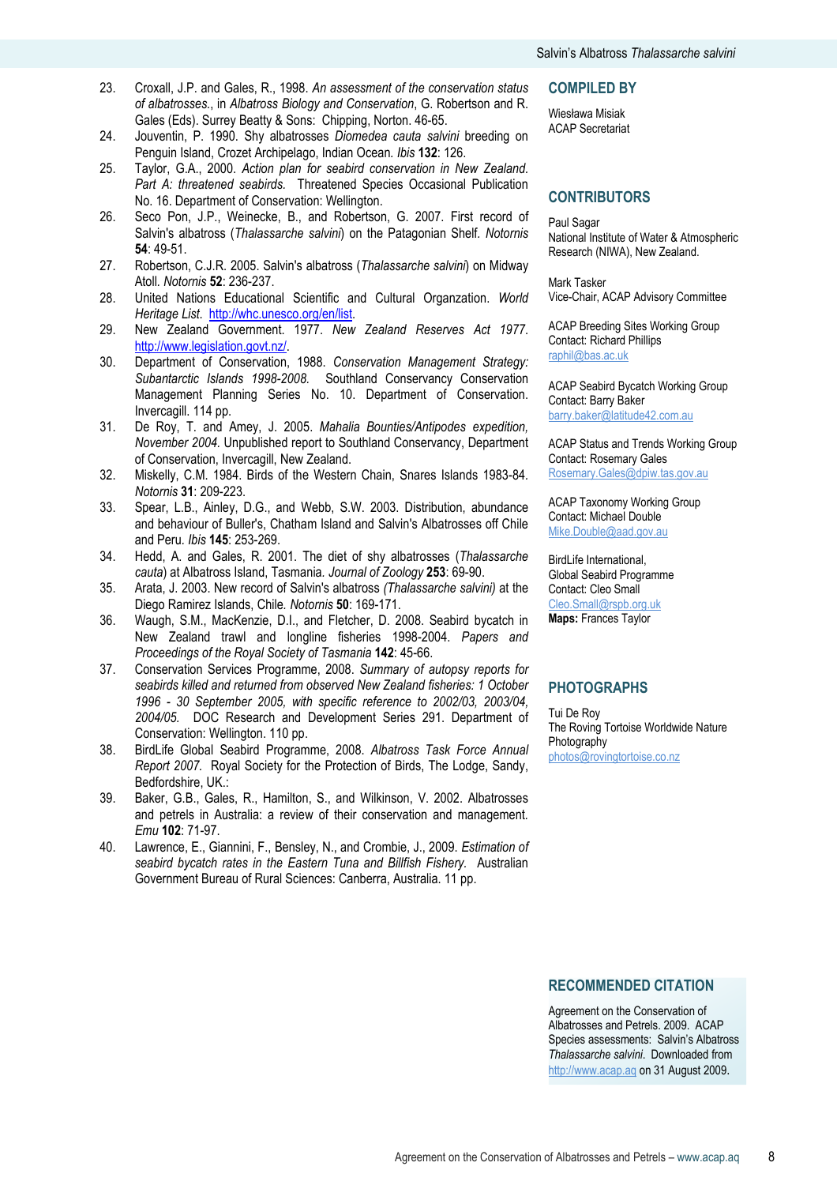23. Croxall, J.P. and Gales, R., 1998. *An assessment of the conservation status of albatrosses.*, in *Albatross Biology and Conservation*, G. Robertson and R. Gales (Eds). Surrey Beatty & Sons: Chipping, Norton. 46-65.
24. Jouventin, P. 1990. Shy albatrosses *Diomedea cauta salvini* breeding on Penguin Island, Crozet Archipelago, Indian Ocean. *Ibis* **132**: 126.
25. Taylor, G.A., 2000. *Action plan for seabird conservation in New Zealand. Part A: threatened seabirds.* Threatened Species Occasional Publication No. 16. Department of Conservation: Wellington.
26. Seco Pon, J.P., Weinecke, B., and Robertson, G. 2007. First record of Salvin's albatross (*Thalassarche salvini*) on the Patagonian Shelf. *Notornis* **54**: 49-51.
27. Robertson, C.J.R. 2005. Salvin's albatross (*Thalassarche salvini*) on Midway Atoll. *Notornis* **52**: 236-237.
28. United Nations Educational Scientific and Cultural Organzation. *World Heritage List*. http://whc.unesco.org/en/list.
29. New Zealand Government. 1977. *New Zealand Reserves Act 1977*. http://www.legislation.govt.nz/.
30. Department of Conservation, 1988. *Conservation Management Strategy: Subantarctic Islands 1998-2008.* Southland Conservancy Conservation Management Planning Series No. 10. Department of Conservation. Invercagill. 114 pp.
31. De Roy, T. and Amey, J. 2005. *Mahalia Bounties/Antipodes expedition, November 2004.* Unpublished report to Southland Conservancy, Department of Conservation, Invercagill, New Zealand.
32. Miskelly, C.M. 1984. Birds of the Western Chain, Snares Islands 1983-84. *Notornis* **31**: 209-223.
33. Spear, L.B., Ainley, D.G., and Webb, S.W. 2003. Distribution, abundance and behaviour of Buller's, Chatham Island and Salvin's Albatrosses off Chile and Peru. *Ibis* **145**: 253-269.
34. Hedd, A. and Gales, R. 2001. The diet of shy albatrosses (*Thalassarche cauta*) at Albatross Island, Tasmania. *Journal of Zoology* **253**: 69-90.
35. Arata, J. 2003. New record of Salvin's albatross *(Thalassarche salvini)* at the Diego Ramirez Islands, Chile. *Notornis* **50**: 169-171.
36. Waugh, S.M., MacKenzie, D.I., and Fletcher, D. 2008. Seabird bycatch in New Zealand trawl and longline fisheries 1998-2004. *Papers and Proceedings of the Royal Society of Tasmania* **142**: 45-66.
37. Conservation Services Programme, 2008. *Summary of autopsy reports for seabirds killed and returned from observed New Zealand fisheries: 1 October 1996 - 30 September 2005, with specific reference to 2002/03, 2003/04, 2004/05.* DOC Research and Development Series 291. Department of Conservation: Wellington. 110 pp.
38. BirdLife Global Seabird Programme, 2008. *Albatross Task Force Annual Report 2007.* Royal Society for the Protection of Birds, The Lodge, Sandy, Bedfordshire, UK.:
39. Baker, G.B., Gales, R., Hamilton, S., and Wilkinson, V. 2002. Albatrosses and petrels in Australia: a review of their conservation and management. *Emu* **102**: 71-97.
40. Lawrence, E., Giannini, F., Bensley, N., and Crombie, J., 2009. *Estimation of seabird bycatch rates in the Eastern Tuna and Billfish Fishery.* Australian Government Bureau of Rural Sciences: Canberra, Australia. 11 pp.

## COMPILED BY

Wiesława Misiak
ACAP Secretariat

## CONTRIBUTORS

Paul Sagar
National Institute of Water & Atmospheric Research (NIWA), New Zealand.

Mark Tasker
Vice-Chair, ACAP Advisory Committee

ACAP Breeding Sites Working Group
Contact: Richard Phillips
raphil@bas.ac.uk

ACAP Seabird Bycatch Working Group
Contact: Barry Baker
barry.baker@latitude42.com.au

ACAP Status and Trends Working Group
Contact: Rosemary Gales
Rosemary.Gales@dpiw.tas.gov.au

ACAP Taxonomy Working Group
Contact: Michael Double
Mike.Double@aad.gov.au

BirdLife International,
Global Seabird Programme
Contact: Cleo Small
Cleo.Small@rspb.org.uk
**Maps:** Frances Taylor

## PHOTOGRAPHS

Tui De Roy
The Roving Tortoise Worldwide Nature Photography
photos@rovingtortoise.co.nz

## RECOMMENDED CITATION

Agreement on the Conservation of Albatrosses and Petrels. 2009. ACAP Species assessments: Salvin's Albatross *Thalassarche salvini*. Downloaded from http://www.acap.aq on 31 August 2009.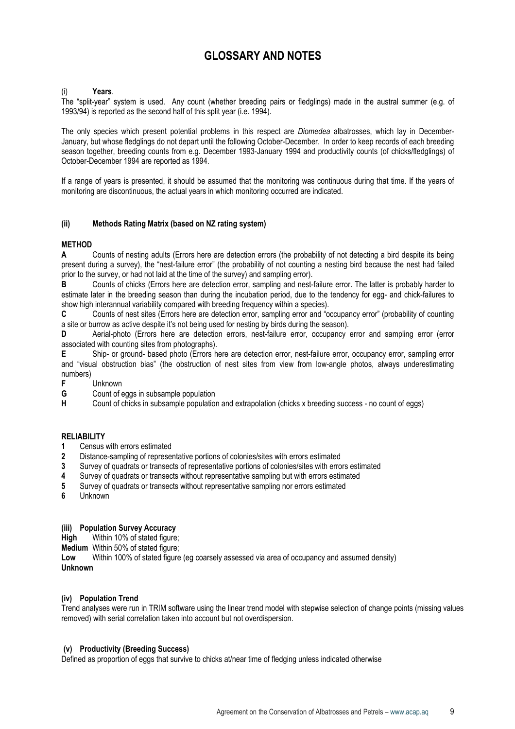# GLOSSARY AND NOTES

(i) **Years**.

The "split-year" system is used. Any count (whether breeding pairs or fledglings) made in the austral summer (e.g. of 1993/94) is reported as the second half of this split year (i.e. 1994).

The only species which present potential problems in this respect are *Diomedea* albatrosses, which lay in December-January, but whose fledglings do not depart until the following October-December. In order to keep records of each breeding season together, breeding counts from e.g. December 1993-January 1994 and productivity counts (of chicks/fledglings) of October-December 1994 are reported as 1994.

If a range of years is presented, it should be assumed that the monitoring was continuous during that time. If the years of monitoring are discontinuous, the actual years in which monitoring occurred are indicated.

**(ii) Methods Rating Matrix (based on NZ rating system)**

**METHOD**

**A** Counts of nesting adults (Errors here are detection errors (the probability of not detecting a bird despite its being present during a survey), the "nest-failure error" (the probability of not counting a nesting bird because the nest had failed prior to the survey, or had not laid at the time of the survey) and sampling error).

**B** Counts of chicks (Errors here are detection error, sampling and nest-failure error. The latter is probably harder to estimate later in the breeding season than during the incubation period, due to the tendency for egg- and chick-failures to show high interannual variability compared with breeding frequency within a species).

**C** Counts of nest sites (Errors here are detection error, sampling error and "occupancy error" (probability of counting a site or burrow as active despite it's not being used for nesting by birds during the season).

**D** Aerial-photo (Errors here are detection errors, nest-failure error, occupancy error and sampling error (error associated with counting sites from photographs).

**E** Ship- or ground- based photo (Errors here are detection error, nest-failure error, occupancy error, sampling error and "visual obstruction bias" (the obstruction of nest sites from view from low-angle photos, always underestimating numbers)

**F** Unknown

**G** Count of eggs in subsample population

**H** Count of chicks in subsample population and extrapolation (chicks x breeding success - no count of eggs)

**RELIABILITY**

**1** Census with errors estimated

**2** Distance-sampling of representative portions of colonies/sites with errors estimated

**3** Survey of quadrats or transects of representative portions of colonies/sites with errors estimated

**4** Survey of quadrats or transects without representative sampling but with errors estimated

**5** Survey of quadrats or transects without representative sampling nor errors estimated

**6** Unknown

**(iii) Population Survey Accuracy**

**High** Within 10% of stated figure;

**Medium** Within 50% of stated figure;

**Low** Within 100% of stated figure (eg coarsely assessed via area of occupancy and assumed density)

**Unknown**

**(iv) Population Trend**

Trend analyses were run in TRIM software using the linear trend model with stepwise selection of change points (missing values removed) with serial correlation taken into account but not overdispersion.

**(v) Productivity (Breeding Success)**

Defined as proportion of eggs that survive to chicks at/near time of fledging unless indicated otherwise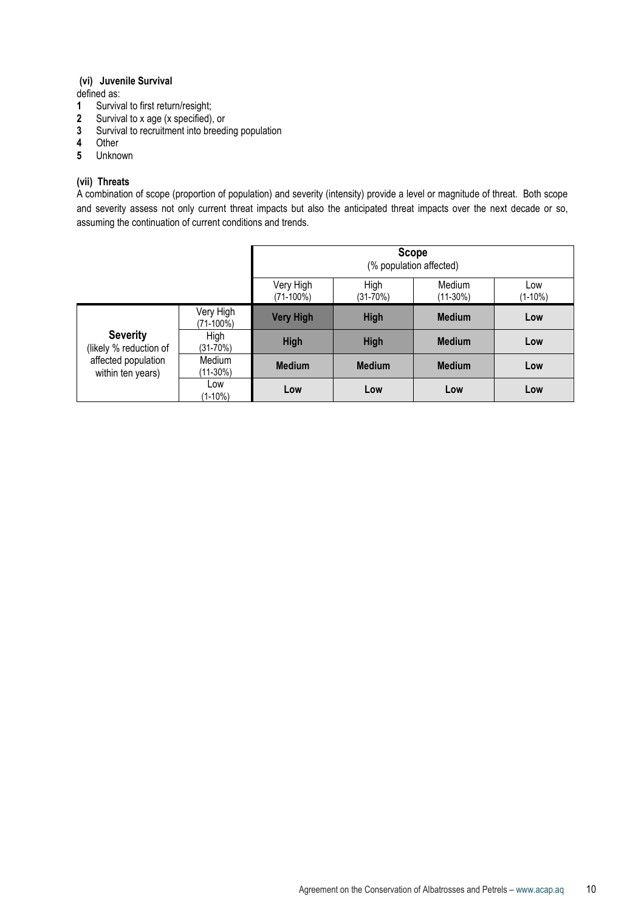**(vi) Juvenile Survival**

defined as:

1. Survival to first return/resight;
2. Survival to x age (x specified), or
3. Survival to recruitment into breeding population
4. Other
5. Unknown

**(vii) Threats**

A combination of scope (proportion of population) and severity (intensity) provide a level or magnitude of threat. Both scope and severity assess not only current threat impacts but also the anticipated threat impacts over the next decade or so, assuming the continuation of current conditions and trends.

| | | **Scope** (% population affected) | | | |
|---|---|---|---|---|---|
| | | Very High (71-100%) | High (31-70%) | Medium (11-30%) | Low (1-10%) |
| **Severity** (likely % reduction of affected population within ten years) | Very High (71-100%) | **Very High** | **High** | **Medium** | **Low** |
| | High (31-70%) | **High** | **High** | **Medium** | **Low** |
| | Medium (11-30%) | **Medium** | **Medium** | **Medium** | **Low** |
| | Low (1-10%) | **Low** | **Low** | **Low** | **Low** |